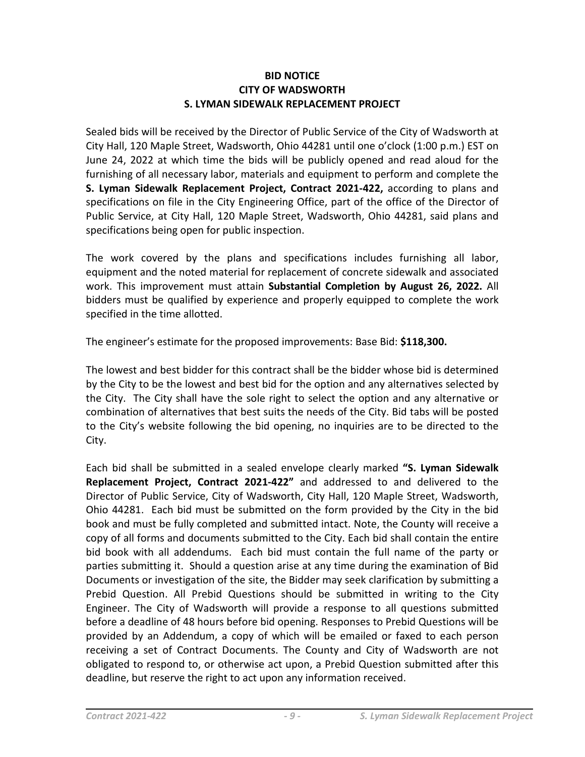# BID NOTICE
# CITY OF WADSWORTH
# S. LYMAN SIDEWALK REPLACEMENT PROJECT

Sealed bids will be received by the Director of Public Service of the City of Wadsworth at City Hall, 120 Maple Street, Wadsworth, Ohio 44281 until one o'clock (1:00 p.m.) EST on June 24, 2022 at which time the bids will be publicly opened and read aloud for the furnishing of all necessary labor, materials and equipment to perform and complete the **S. Lyman Sidewalk Replacement Project, Contract 2021-422,** according to plans and specifications on file in the City Engineering Office, part of the office of the Director of Public Service, at City Hall, 120 Maple Street, Wadsworth, Ohio 44281, said plans and specifications being open for public inspection.

The work covered by the plans and specifications includes furnishing all labor, equipment and the noted material for replacement of concrete sidewalk and associated work. This improvement must attain **Substantial Completion by August 26, 2022.** All bidders must be qualified by experience and properly equipped to complete the work specified in the time allotted.

The engineer's estimate for the proposed improvements: Base Bid: **$118,300.**

The lowest and best bidder for this contract shall be the bidder whose bid is determined by the City to be the lowest and best bid for the option and any alternatives selected by the City. The City shall have the sole right to select the option and any alternative or combination of alternatives that best suits the needs of the City. Bid tabs will be posted to the City's website following the bid opening, no inquiries are to be directed to the City.

Each bid shall be submitted in a sealed envelope clearly marked **"S. Lyman Sidewalk Replacement Project, Contract 2021-422"** and addressed to and delivered to the Director of Public Service, City of Wadsworth, City Hall, 120 Maple Street, Wadsworth, Ohio 44281. Each bid must be submitted on the form provided by the City in the bid book and must be fully completed and submitted intact. Note, the County will receive a copy of all forms and documents submitted to the City. Each bid shall contain the entire bid book with all addendums. Each bid must contain the full name of the party or parties submitting it. Should a question arise at any time during the examination of Bid Documents or investigation of the site, the Bidder may seek clarification by submitting a Prebid Question. All Prebid Questions should be submitted in writing to the City Engineer. The City of Wadsworth will provide a response to all questions submitted before a deadline of 48 hours before bid opening. Responses to Prebid Questions will be provided by an Addendum, a copy of which will be emailed or faxed to each person receiving a set of Contract Documents. The County and City of Wadsworth are not obligated to respond to, or otherwise act upon, a Prebid Question submitted after this deadline, but reserve the right to act upon any information received.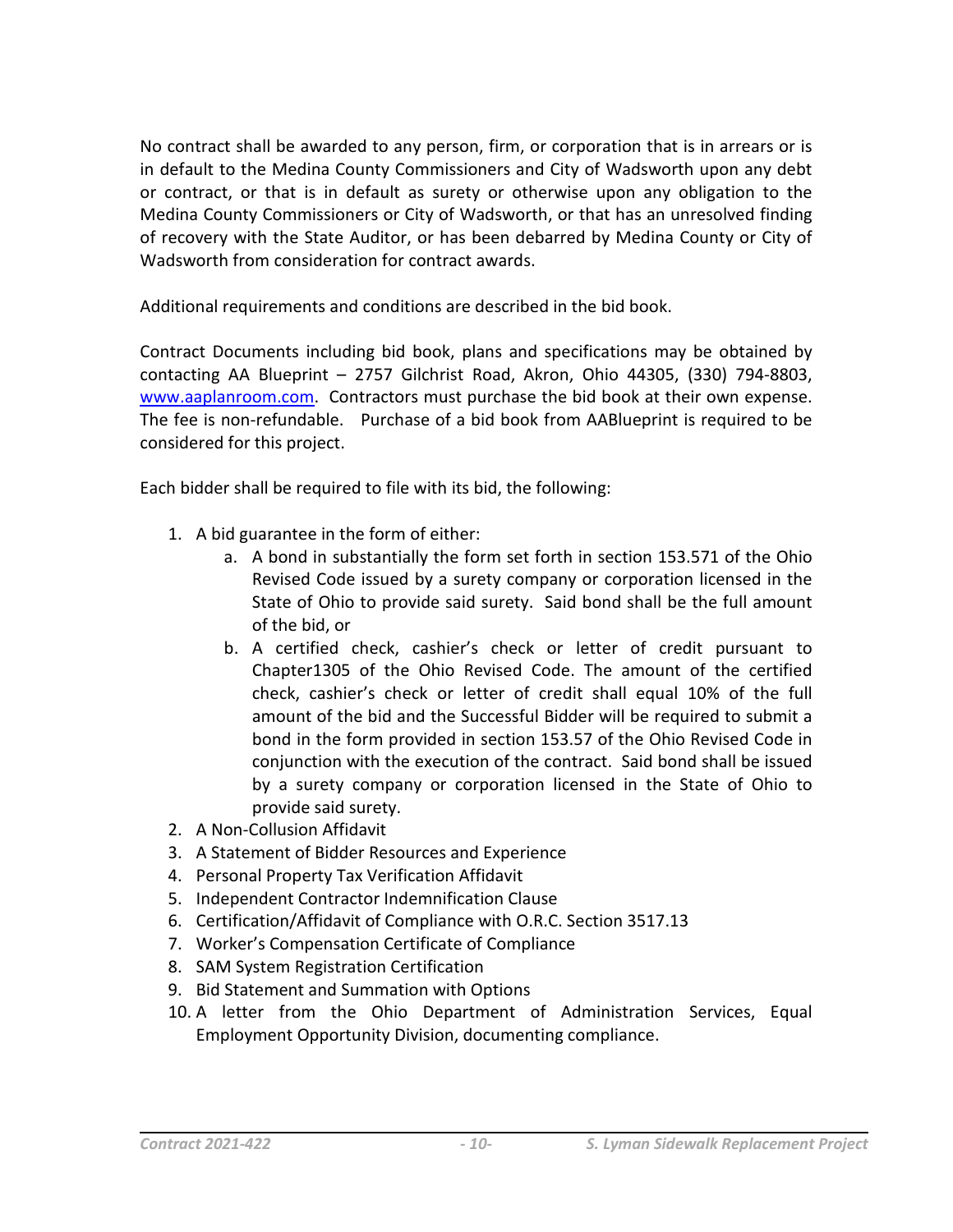No contract shall be awarded to any person, firm, or corporation that is in arrears or is in default to the Medina County Commissioners and City of Wadsworth upon any debt or contract, or that is in default as surety or otherwise upon any obligation to the Medina County Commissioners or City of Wadsworth, or that has an unresolved finding of recovery with the State Auditor, or has been debarred by Medina County or City of Wadsworth from consideration for contract awards.

Additional requirements and conditions are described in the bid book.

Contract Documents including bid book, plans and specifications may be obtained by contacting AA Blueprint – 2757 Gilchrist Road, Akron, Ohio 44305, (330) 794-8803, [www.aaplanroom.com](http://www.aaplanroom.com). Contractors must purchase the bid book at their own expense. The fee is non-refundable. Purchase of a bid book from AABlueprint is required to be considered for this project.

Each bidder shall be required to file with its bid, the following:

1. A bid guarantee in the form of either:
    a. A bond in substantially the form set forth in section 153.571 of the Ohio Revised Code issued by a surety company or corporation licensed in the State of Ohio to provide said surety. Said bond shall be the full amount of the bid, or
    b. A certified check, cashier's check or letter of credit pursuant to Chapter1305 of the Ohio Revised Code. The amount of the certified check, cashier's check or letter of credit shall equal 10% of the full amount of the bid and the Successful Bidder will be required to submit a bond in the form provided in section 153.57 of the Ohio Revised Code in conjunction with the execution of the contract. Said bond shall be issued by a surety company or corporation licensed in the State of Ohio to provide said surety.
2. A Non-Collusion Affidavit
3. A Statement of Bidder Resources and Experience
4. Personal Property Tax Verification Affidavit
5. Independent Contractor Indemnification Clause
6. Certification/Affidavit of Compliance with O.R.C. Section 3517.13
7. Worker's Compensation Certificate of Compliance
8. SAM System Registration Certification
9. Bid Statement and Summation with Options
10. A letter from the Ohio Department of Administration Services, Equal Employment Opportunity Division, documenting compliance.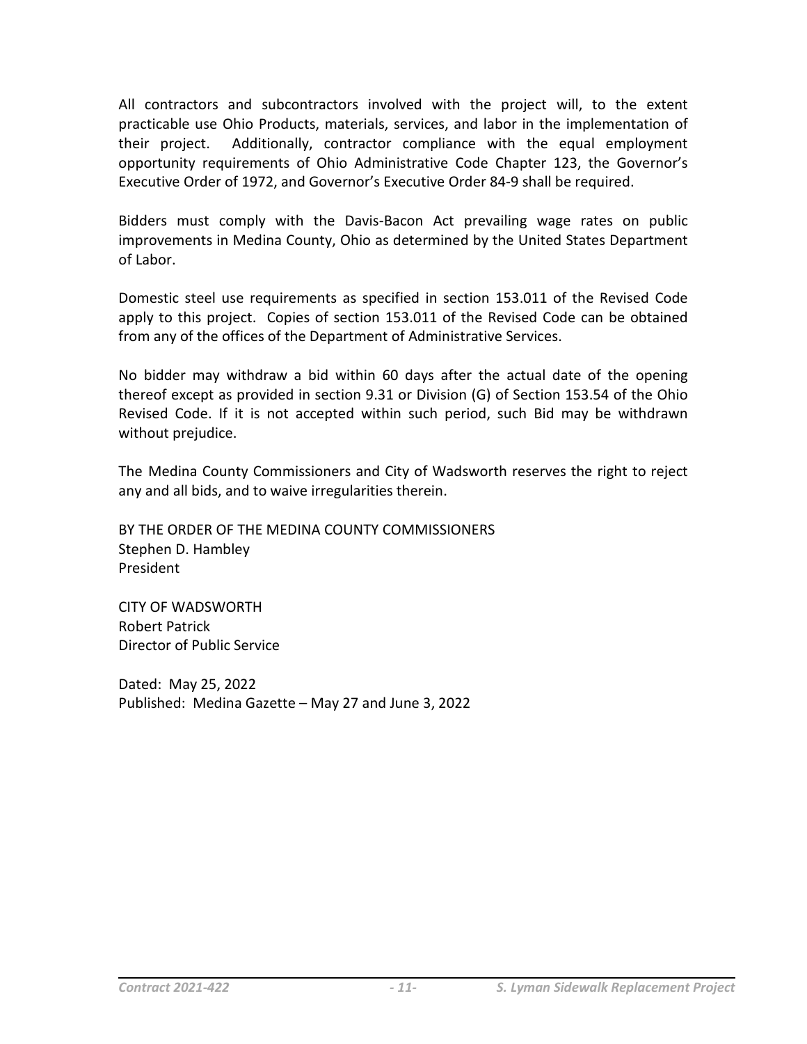All contractors and subcontractors involved with the project will, to the extent practicable use Ohio Products, materials, services, and labor in the implementation of their project. Additionally, contractor compliance with the equal employment opportunity requirements of Ohio Administrative Code Chapter 123, the Governor's Executive Order of 1972, and Governor's Executive Order 84-9 shall be required.

Bidders must comply with the Davis-Bacon Act prevailing wage rates on public improvements in Medina County, Ohio as determined by the United States Department of Labor.

Domestic steel use requirements as specified in section 153.011 of the Revised Code apply to this project. Copies of section 153.011 of the Revised Code can be obtained from any of the offices of the Department of Administrative Services.

No bidder may withdraw a bid within 60 days after the actual date of the opening thereof except as provided in section 9.31 or Division (G) of Section 153.54 of the Ohio Revised Code. If it is not accepted within such period, such Bid may be withdrawn without prejudice.

The Medina County Commissioners and City of Wadsworth reserves the right to reject any and all bids, and to waive irregularities therein.

BY THE ORDER OF THE MEDINA COUNTY COMMISSIONERS
Stephen D. Hambley
President

CITY OF WADSWORTH
Robert Patrick
Director of Public Service

Dated: May 25, 2022
Published: Medina Gazette – May 27 and June 3, 2022